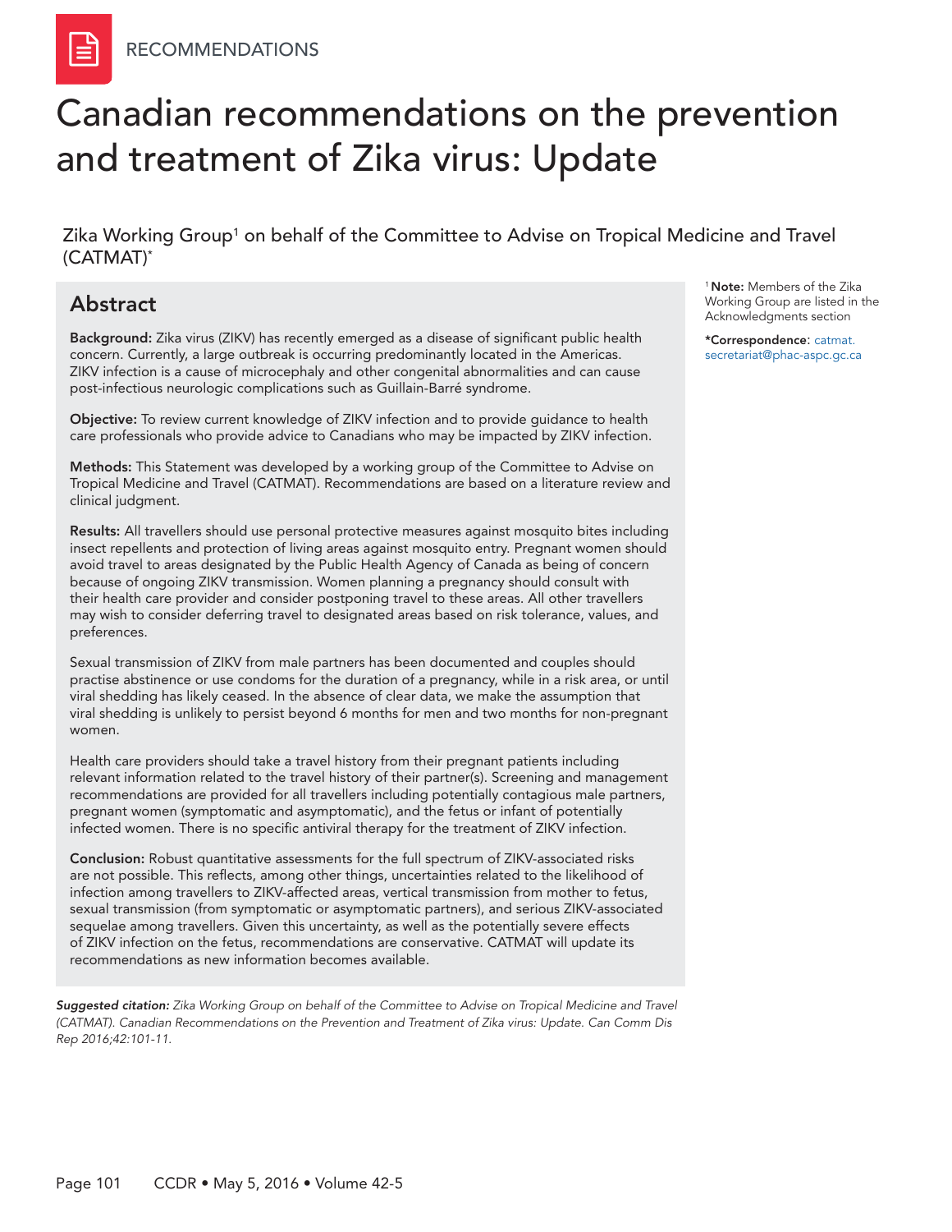RECOMMENDATIONS

# Canadian recommendations on the prevention and treatment of Zika virus: Update

Zika Working Group[1] on behalf of the Committee to Advise on Tropical Medicine and Travel (CATMAT)*

[1] **Note:** Members of the Zika Working Group are listed in the Acknowledgments section

***Correspondence**: catmat.secretariat@phac-aspc.gc.ca

## Abstract

**Background:** Zika virus (ZIKV) has recently emerged as a disease of significant public health concern. Currently, a large outbreak is occurring predominantly located in the Americas. ZIKV infection is a cause of microcephaly and other congenital abnormalities and can cause post-infectious neurologic complications such as Guillain-Barré syndrome.

**Objective:** To review current knowledge of ZIKV infection and to provide guidance to health care professionals who provide advice to Canadians who may be impacted by ZIKV infection.

**Methods:** This Statement was developed by a working group of the Committee to Advise on Tropical Medicine and Travel (CATMAT). Recommendations are based on a literature review and clinical judgment.

**Results:** All travellers should use personal protective measures against mosquito bites including insect repellents and protection of living areas against mosquito entry. Pregnant women should avoid travel to areas designated by the Public Health Agency of Canada as being of concern because of ongoing ZIKV transmission. Women planning a pregnancy should consult with their health care provider and consider postponing travel to these areas. All other travellers may wish to consider deferring travel to designated areas based on risk tolerance, values, and preferences.

Sexual transmission of ZIKV from male partners has been documented and couples should practise abstinence or use condoms for the duration of a pregnancy, while in a risk area, or until viral shedding has likely ceased. In the absence of clear data, we make the assumption that viral shedding is unlikely to persist beyond 6 months for men and two months for non-pregnant women.

Health care providers should take a travel history from their pregnant patients including relevant information related to the travel history of their partner(s). Screening and management recommendations are provided for all travellers including potentially contagious male partners, pregnant women (symptomatic and asymptomatic), and the fetus or infant of potentially infected women. There is no specific antiviral therapy for the treatment of ZIKV infection.

**Conclusion:** Robust quantitative assessments for the full spectrum of ZIKV-associated risks are not possible. This reflects, among other things, uncertainties related to the likelihood of infection among travellers to ZIKV-affected areas, vertical transmission from mother to fetus, sexual transmission (from symptomatic or asymptomatic partners), and serious ZIKV-associated sequelae among travellers. Given this uncertainty, as well as the potentially severe effects of ZIKV infection on the fetus, recommendations are conservative. CATMAT will update its recommendations as new information becomes available.

***Suggested citation:*** *Zika Working Group on behalf of the Committee to Advise on Tropical Medicine and Travel (CATMAT). Canadian Recommendations on the Prevention and Treatment of Zika virus: Update. Can Comm Dis Rep 2016;42:101-11.*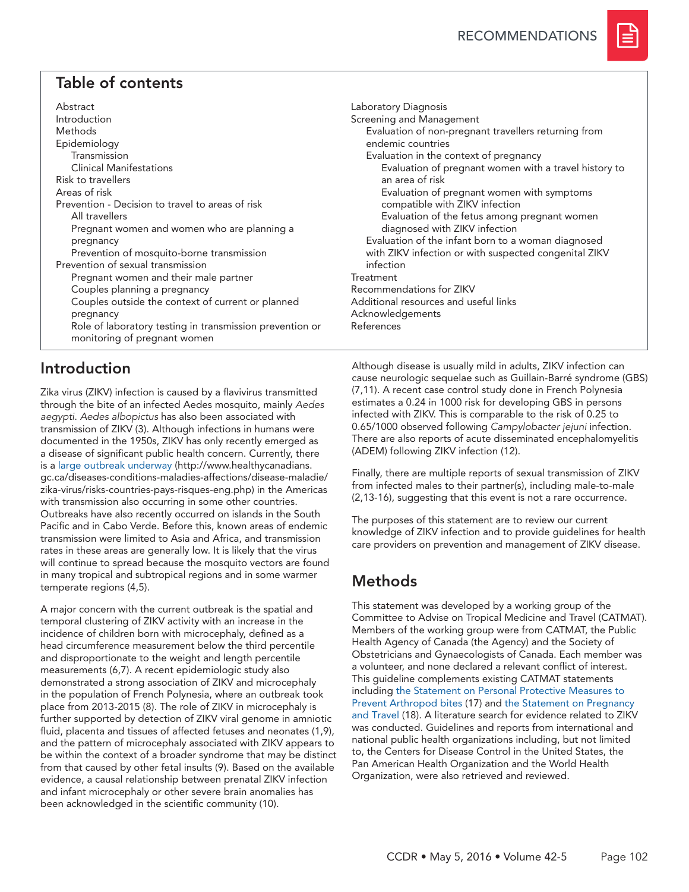## Table of contents

- Abstract
- Introduction
- Methods
- Epidemiology
  - Transmission
  - Clinical Manifestations
- Risk to travellers
- Areas of risk
- Prevention - Decision to travel to areas of risk
  - All travellers
  - Pregnant women and women who are planning a pregnancy
  - Prevention of mosquito-borne transmission
- Prevention of sexual transmission
  - Pregnant women and their male partner
  - Couples planning a pregnancy
  - Couples outside the context of current or planned pregnancy
  - Role of laboratory testing in transmission prevention or monitoring of pregnant women
- Laboratory Diagnosis
- Screening and Management
  - Evaluation of non-pregnant travellers returning from endemic countries
  - Evaluation in the context of pregnancy
    - Evaluation of pregnant women with a travel history to an area of risk
    - Evaluation of pregnant women with symptoms compatible with ZIKV infection
    - Evaluation of the fetus among pregnant women diagnosed with ZIKV infection
  - Evaluation of the infant born to a woman diagnosed with ZIKV infection or with suspected congenital ZIKV infection
- Treatment
- Recommendations for ZIKV
- Additional resources and useful links
- Acknowledgements
- References

## Introduction

Zika virus (ZIKV) infection is caused by a flavivirus transmitted through the bite of an infected Aedes mosquito, mainly *Aedes aegypti*. *Aedes albopictus* has also been associated with transmission of ZIKV (3). Although infections in humans were documented in the 1950s, ZIKV has only recently emerged as a disease of significant public health concern. Currently, there is a large outbreak underway (http://www.healthycanadians.gc.ca/diseases-conditions-maladies-affections/disease-maladie/zika-virus/risks-countries-pays-risques-eng.php) in the Americas with transmission also occurring in some other countries. Outbreaks have also recently occurred on islands in the South Pacific and in Cabo Verde. Before this, known areas of endemic transmission were limited to Asia and Africa, and transmission rates in these areas are generally low. It is likely that the virus will continue to spread because the mosquito vectors are found in many tropical and subtropical regions and in some warmer temperate regions (4,5).

A major concern with the current outbreak is the spatial and temporal clustering of ZIKV activity with an increase in the incidence of children born with microcephaly, defined as a head circumference measurement below the third percentile and disproportionate to the weight and length percentile measurements (6,7). A recent epidemiologic study also demonstrated a strong association of ZIKV and microcephaly in the population of French Polynesia, where an outbreak took place from 2013-2015 (8). The role of ZIKV in microcephaly is further supported by detection of ZIKV viral genome in amniotic fluid, placenta and tissues of affected fetuses and neonates (1,9), and the pattern of microcephaly associated with ZIKV appears to be within the context of a broader syndrome that may be distinct from that caused by other fetal insults (9). Based on the available evidence, a causal relationship between prenatal ZIKV infection and infant microcephaly or other severe brain anomalies has been acknowledged in the scientific community (10).

Although disease is usually mild in adults, ZIKV infection can cause neurologic sequelae such as Guillain-Barré syndrome (GBS) (7,11). A recent case control study done in French Polynesia estimates a 0.24 in 1000 risk for developing GBS in persons infected with ZIKV. This is comparable to the risk of 0.25 to 0.65/1000 observed following *Campylobacter jejuni* infection. There are also reports of acute disseminated encephalomyelitis (ADEM) following ZIKV infection (12).

Finally, there are multiple reports of sexual transmission of ZIKV from infected males to their partner(s), including male-to-male (2,13-16), suggesting that this event is not a rare occurrence.

The purposes of this statement are to review our current knowledge of ZIKV infection and to provide guidelines for health care providers on prevention and management of ZIKV disease.

## Methods

This statement was developed by a working group of the Committee to Advise on Tropical Medicine and Travel (CATMAT). Members of the working group were from CATMAT, the Public Health Agency of Canada (the Agency) and the Society of Obstetricians and Gynaecologists of Canada. Each member was a volunteer, and none declared a relevant conflict of interest. This guideline complements existing CATMAT statements including the Statement on Personal Protective Measures to Prevent Arthropod bites (17) and the Statement on Pregnancy and Travel (18). A literature search for evidence related to ZIKV was conducted. Guidelines and reports from international and national public health organizations including, but not limited to, the Centers for Disease Control in the United States, the Pan American Health Organization and the World Health Organization, were also retrieved and reviewed.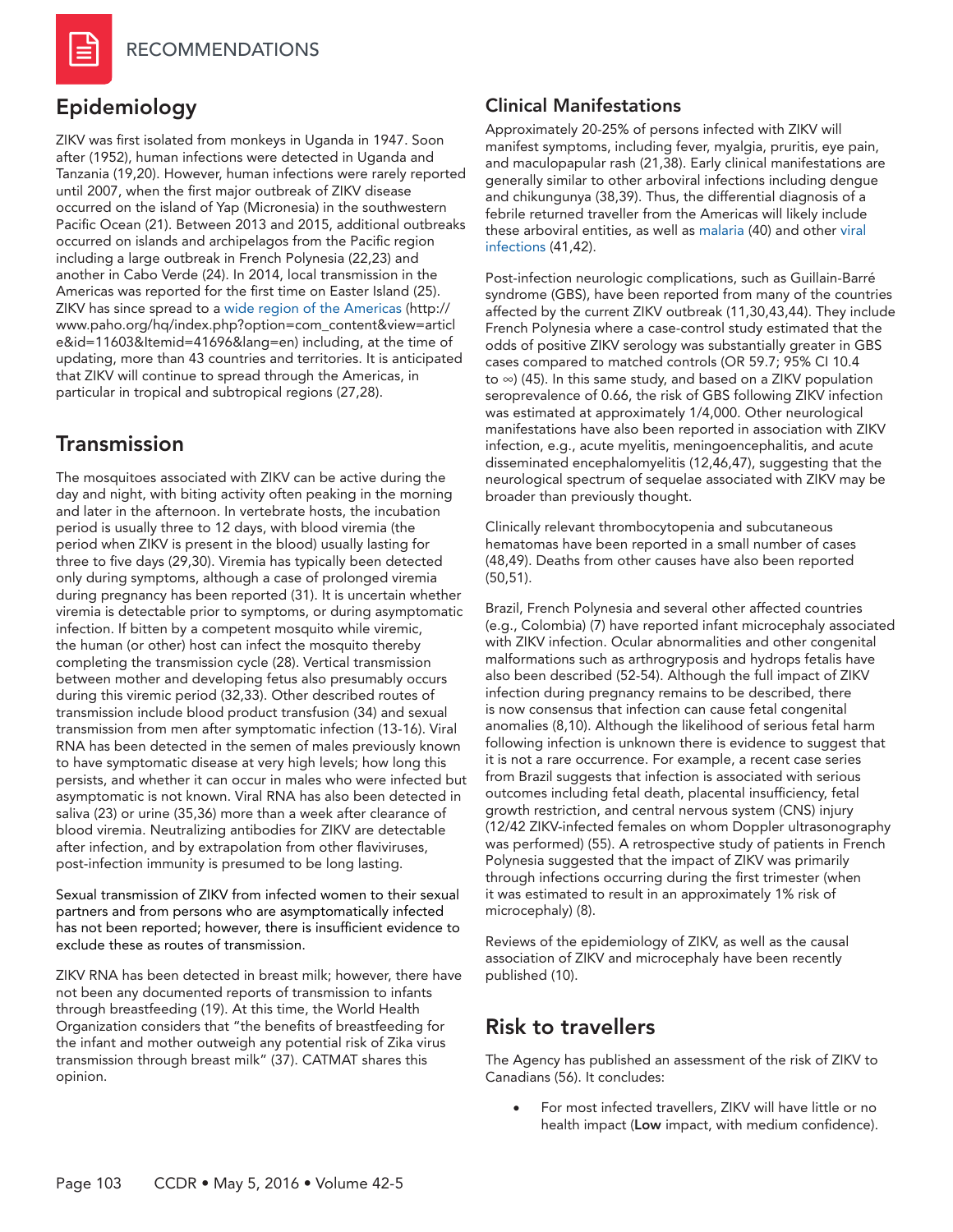## Epidemiology

ZIKV was first isolated from monkeys in Uganda in 1947. Soon after (1952), human infections were detected in Uganda and Tanzania (19,20). However, human infections were rarely reported until 2007, when the first major outbreak of ZIKV disease occurred on the island of Yap (Micronesia) in the southwestern Pacific Ocean (21). Between 2013 and 2015, additional outbreaks occurred on islands and archipelagos from the Pacific region including a large outbreak in French Polynesia (22,23) and another in Cabo Verde (24). In 2014, local transmission in the Americas was reported for the first time on Easter Island (25). ZIKV has since spread to a wide region of the Americas (http://www.paho.org/hq/index.php?option=com_content&view=article&id=11603&Itemid=41696&lang=en) including, at the time of updating, more than 43 countries and territories. It is anticipated that ZIKV will continue to spread through the Americas, in particular in tropical and subtropical regions (27,28).

## Transmission

The mosquitoes associated with ZIKV can be active during the day and night, with biting activity often peaking in the morning and later in the afternoon. In vertebrate hosts, the incubation period is usually three to 12 days, with blood viremia (the period when ZIKV is present in the blood) usually lasting for three to five days (29,30). Viremia has typically been detected only during symptoms, although a case of prolonged viremia during pregnancy has been reported (31). It is uncertain whether viremia is detectable prior to symptoms, or during asymptomatic infection. If bitten by a competent mosquito while viremic, the human (or other) host can infect the mosquito thereby completing the transmission cycle (28). Vertical transmission between mother and developing fetus also presumably occurs during this viremic period (32,33). Other described routes of transmission include blood product transfusion (34) and sexual transmission from men after symptomatic infection (13-16). Viral RNA has been detected in the semen of males previously known to have symptomatic disease at very high levels; how long this persists, and whether it can occur in males who were infected but asymptomatic is not known. Viral RNA has also been detected in saliva (23) or urine (35,36) more than a week after clearance of blood viremia. Neutralizing antibodies for ZIKV are detectable after infection, and by extrapolation from other flaviviruses, post-infection immunity is presumed to be long lasting.

Sexual transmission of ZIKV from infected women to their sexual partners and from persons who are asymptomatically infected has not been reported; however, there is insufficient evidence to exclude these as routes of transmission.

ZIKV RNA has been detected in breast milk; however, there have not been any documented reports of transmission to infants through breastfeeding (19). At this time, the World Health Organization considers that "the benefits of breastfeeding for the infant and mother outweigh any potential risk of Zika virus transmission through breast milk" (37). CATMAT shares this opinion.

## Clinical Manifestations

Approximately 20-25% of persons infected with ZIKV will manifest symptoms, including fever, myalgia, pruritis, eye pain, and maculopapular rash (21,38). Early clinical manifestations are generally similar to other arboviral infections including dengue and chikungunya (38,39). Thus, the differential diagnosis of a febrile returned traveller from the Americas will likely include these arboviral entities, as well as malaria (40) and other viral infections (41,42).

Post-infection neurologic complications, such as Guillain-Barré syndrome (GBS), have been reported from many of the countries affected by the current ZIKV outbreak (11,30,43,44). They include French Polynesia where a case-control study estimated that the odds of positive ZIKV serology was substantially greater in GBS cases compared to matched controls (OR 59.7; 95% CI 10.4 to ∞) (45). In this same study, and based on a ZIKV population seroprevalence of 0.66, the risk of GBS following ZIKV infection was estimated at approximately 1/4,000. Other neurological manifestations have also been reported in association with ZIKV infection, e.g., acute myelitis, meningoencephalitis, and acute disseminated encephalomyelitis (12,46,47), suggesting that the neurological spectrum of sequelae associated with ZIKV may be broader than previously thought.

Clinically relevant thrombocytopenia and subcutaneous hematomas have been reported in a small number of cases (48,49). Deaths from other causes have also been reported (50,51).

Brazil, French Polynesia and several other affected countries (e.g., Colombia) (7) have reported infant microcephaly associated with ZIKV infection. Ocular abnormalities and other congenital malformations such as arthrogryposis and hydrops fetalis have also been described (52-54). Although the full impact of ZIKV infection during pregnancy remains to be described, there is now consensus that infection can cause fetal congenital anomalies (8,10). Although the likelihood of serious fetal harm following infection is unknown there is evidence to suggest that it is not a rare occurrence. For example, a recent case series from Brazil suggests that infection is associated with serious outcomes including fetal death, placental insufficiency, fetal growth restriction, and central nervous system (CNS) injury (12/42 ZIKV-infected females on whom Doppler ultrasonography was performed) (55). A retrospective study of patients in French Polynesia suggested that the impact of ZIKV was primarily through infections occurring during the first trimester (when it was estimated to result in an approximately 1% risk of microcephaly) (8).

Reviews of the epidemiology of ZIKV, as well as the causal association of ZIKV and microcephaly have been recently published (10).

## Risk to travellers

The Agency has published an assessment of the risk of ZIKV to Canadians (56). It concludes:

- For most infected travellers, ZIKV will have little or no health impact (**Low** impact, with medium confidence).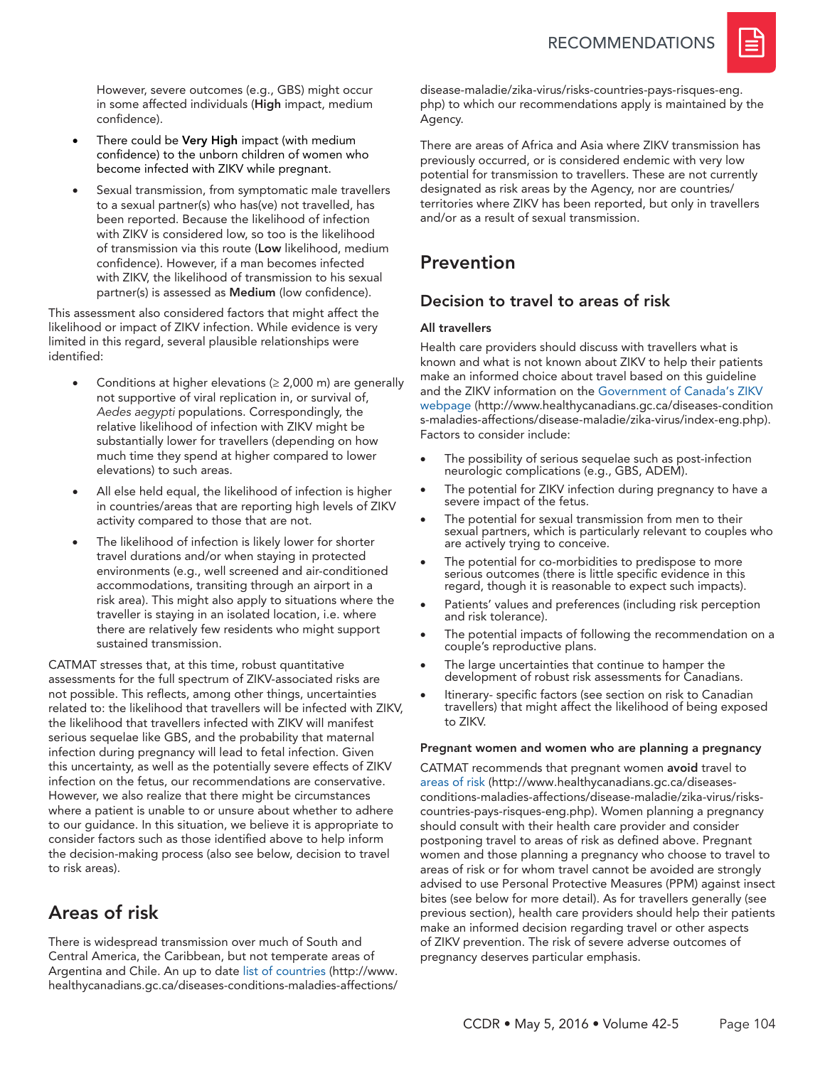However, severe outcomes (e.g., GBS) might occur in some affected individuals (**High** impact, medium confidence).

- There could be **Very High** impact (with medium confidence) to the unborn children of women who become infected with ZIKV while pregnant.
- Sexual transmission, from symptomatic male travellers to a sexual partner(s) who has(ve) not travelled, has been reported. Because the likelihood of infection with ZIKV is considered low, so too is the likelihood of transmission via this route (**Low** likelihood, medium confidence). However, if a man becomes infected with ZIKV, the likelihood of transmission to his sexual partner(s) is assessed as **Medium** (low confidence).

This assessment also considered factors that might affect the likelihood or impact of ZIKV infection. While evidence is very limited in this regard, several plausible relationships were identified:

- Conditions at higher elevations (≥ 2,000 m) are generally not supportive of viral replication in, or survival of, *Aedes aegypti* populations. Correspondingly, the relative likelihood of infection with ZIKV might be substantially lower for travellers (depending on how much time they spend at higher compared to lower elevations) to such areas.
- All else held equal, the likelihood of infection is higher in countries/areas that are reporting high levels of ZIKV activity compared to those that are not.
- The likelihood of infection is likely lower for shorter travel durations and/or when staying in protected environments (e.g., well screened and air-conditioned accommodations, transiting through an airport in a risk area). This might also apply to situations where the traveller is staying in an isolated location, i.e. where there are relatively few residents who might support sustained transmission.

CATMAT stresses that, at this time, robust quantitative assessments for the full spectrum of ZIKV-associated risks are not possible. This reflects, among other things, uncertainties related to: the likelihood that travellers will be infected with ZIKV, the likelihood that travellers infected with ZIKV will manifest serious sequelae like GBS, and the probability that maternal infection during pregnancy will lead to fetal infection. Given this uncertainty, as well as the potentially severe effects of ZIKV infection on the fetus, our recommendations are conservative. However, we also realize that there might be circumstances where a patient is unable to or unsure about whether to adhere to our guidance. In this situation, we believe it is appropriate to consider factors such as those identified above to help inform the decision-making process (also see below, decision to travel to risk areas).

## Areas of risk

There is widespread transmission over much of South and Central America, the Caribbean, but not temperate areas of Argentina and Chile. An up to date list of countries (http://www.healthycanadians.gc.ca/diseases-conditions-maladies-affections/disease-maladie/zika-virus/risks-countries-pays-risques-eng.php) to which our recommendations apply is maintained by the Agency.

There are areas of Africa and Asia where ZIKV transmission has previously occurred, or is considered endemic with very low potential for transmission to travellers. These are not currently designated as risk areas by the Agency, nor are countries/territories where ZIKV has been reported, but only in travellers and/or as a result of sexual transmission.

## Prevention

### Decision to travel to areas of risk

#### All travellers

Health care providers should discuss with travellers what is known and what is not known about ZIKV to help their patients make an informed choice about travel based on this guideline and the ZIKV information on the Government of Canada's ZIKV webpage (http://www.healthycanadians.gc.ca/diseases-conditions-maladies-affections/disease-maladie/zika-virus/index-eng.php). Factors to consider include:

- The possibility of serious sequelae such as post-infection neurologic complications (e.g., GBS, ADEM).
- The potential for ZIKV infection during pregnancy to have a severe impact of the fetus.
- The potential for sexual transmission from men to their sexual partners, which is particularly relevant to couples who are actively trying to conceive.
- The potential for co-morbidities to predispose to more serious outcomes (there is little specific evidence in this regard, though it is reasonable to expect such impacts).
- Patients' values and preferences (including risk perception and risk tolerance).
- The potential impacts of following the recommendation on a couple's reproductive plans.
- The large uncertainties that continue to hamper the development of robust risk assessments for Canadians.
- Itinerary- specific factors (see section on risk to Canadian travellers) that might affect the likelihood of being exposed to ZIKV.

#### Pregnant women and women who are planning a pregnancy

CATMAT recommends that pregnant women **avoid** travel to areas of risk (http://www.healthycanadians.gc.ca/diseases-conditions-maladies-affections/disease-maladie/zika-virus/risks-countries-pays-risques-eng.php). Women planning a pregnancy should consult with their health care provider and consider postponing travel to areas of risk as defined above. Pregnant women and those planning a pregnancy who choose to travel to areas of risk or for whom travel cannot be avoided are strongly advised to use Personal Protective Measures (PPM) against insect bites (see below for more detail). As for travellers generally (see previous section), health care providers should help their patients make an informed decision regarding travel or other aspects of ZIKV prevention. The risk of severe adverse outcomes of pregnancy deserves particular emphasis.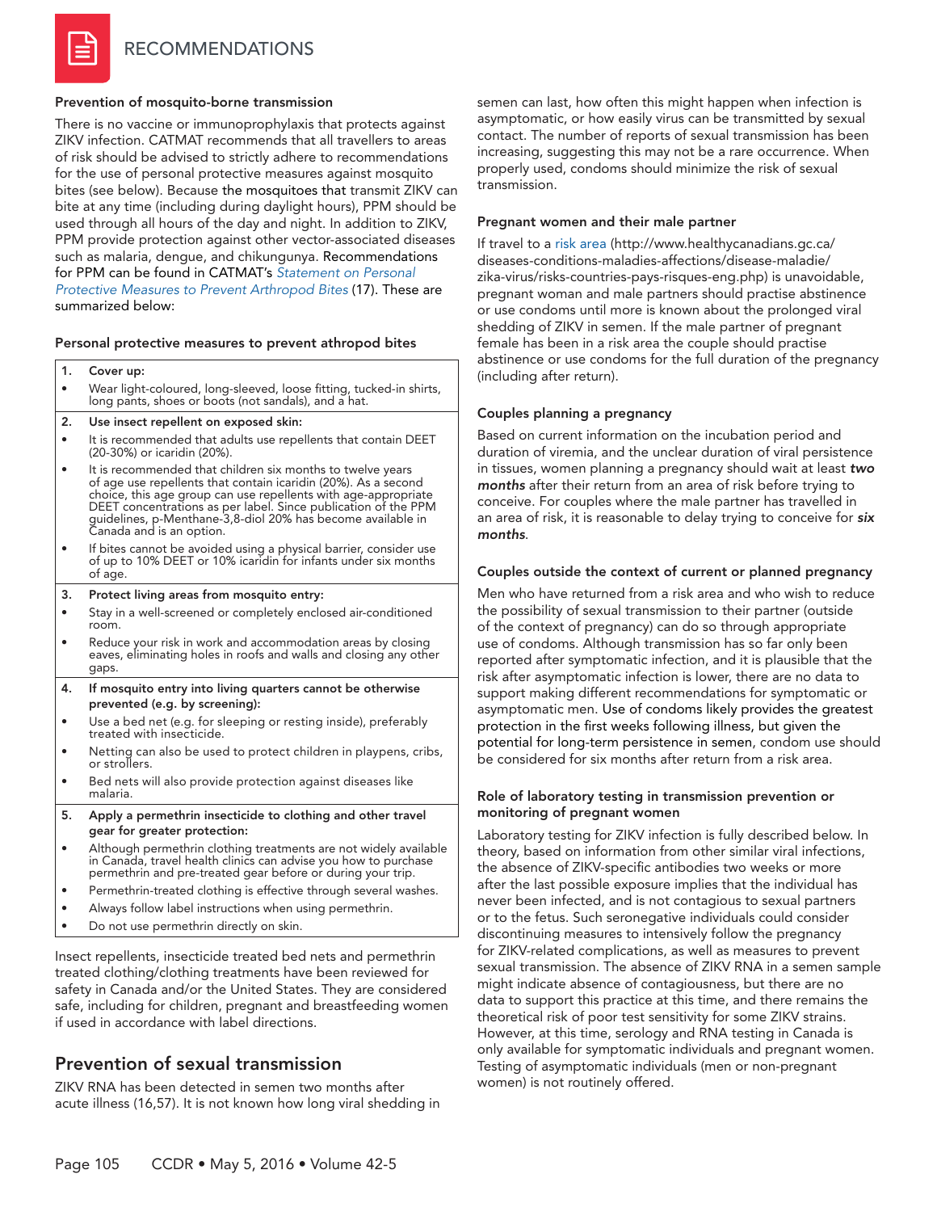## RECOMMENDATIONS

**Prevention of mosquito-borne transmission**

There is no vaccine or immunoprophylaxis that protects against ZIKV infection. CATMAT recommends that all travellers to areas of risk should be advised to strictly adhere to recommendations for the use of personal protective measures against mosquito bites (see below). Because the mosquitoes that transmit ZIKV can bite at any time (including during daylight hours), PPM should be used through all hours of the day and night. In addition to ZIKV, PPM provide protection against other vector-associated diseases such as malaria, dengue, and chikungunya. Recommendations for PPM can be found in CATMAT's *Statement on Personal Protective Measures to Prevent Arthropod Bites* (17). These are summarized below:

**Personal protective measures to prevent athropod bites**

| | |
|---|---|
| **1.** | **Cover up:** |
| • | Wear light-coloured, long-sleeved, loose fitting, tucked-in shirts, long pants, shoes or boots (not sandals), and a hat. |
| **2.** | **Use insect repellent on exposed skin:** |
| • | It is recommended that adults use repellents that contain DEET (20-30%) or icaridin (20%). |
| • | It is recommended that children six months to twelve years of age use repellents that contain icaridin (20%). As a second choice, this age group can use repellents with age-appropriate DEET concentrations as per label. Since publication of the PPM guidelines, p-Menthane-3,8-diol 20% has become available in Canada and is an option. |
| • | If bites cannot be avoided using a physical barrier, consider use of up to 10% DEET or 10% icaridin for infants under six months of age. |
| **3.** | **Protect living areas from mosquito entry:** |
| • | Stay in a well-screened or completely enclosed air-conditioned room. |
| • | Reduce your risk in work and accommodation areas by closing eaves, eliminating holes in roofs and walls and closing any other gaps. |
| **4.** | **If mosquito entry into living quarters cannot be otherwise prevented (e.g. by screening):** |
| • | Use a bed net (e.g. for sleeping or resting inside), preferably treated with insecticide. |
| • | Netting can also be used to protect children in playpens, cribs, or strollers. |
| • | Bed nets will also provide protection against diseases like malaria. |
| **5.** | **Apply a permethrin insecticide to clothing and other travel gear for greater protection:** |
| • | Although permethrin clothing treatments are not widely available in Canada, travel health clinics can advise you how to purchase permethrin and pre-treated gear before or during your trip. |
| • | Permethrin-treated clothing is effective through several washes. |
| • | Always follow label instructions when using permethrin. |
| • | Do not use permethrin directly on skin. |

Insect repellents, insecticide treated bed nets and permethrin treated clothing/clothing treatments have been reviewed for safety in Canada and/or the United States. They are considered safe, including for children, pregnant and breastfeeding women if used in accordance with label directions.

### Prevention of sexual transmission

ZIKV RNA has been detected in semen two months after acute illness (16,57). It is not known how long viral shedding in semen can last, how often this might happen when infection is asymptomatic, or how easily virus can be transmitted by sexual contact. The number of reports of sexual transmission has been increasing, suggesting this may not be a rare occurrence. When properly used, condoms should minimize the risk of sexual transmission.

**Pregnant women and their male partner**

If travel to a risk area (http://www.healthycanadians.gc.ca/diseases-conditions-maladies-affections/disease-maladie/zika-virus/risks-countries-pays-risques-eng.php) is unavoidable, pregnant woman and male partners should practise abstinence or use condoms until more is known about the prolonged viral shedding of ZIKV in semen. If the male partner of pregnant female has been in a risk area the couple should practise abstinence or use condoms for the full duration of the pregnancy (including after return).

**Couples planning a pregnancy**

Based on current information on the incubation period and duration of viremia, and the unclear duration of viral persistence in tissues, women planning a pregnancy should wait at least ***two months*** after their return from an area of risk before trying to conceive. For couples where the male partner has travelled in an area of risk, it is reasonable to delay trying to conceive for ***six months***.

**Couples outside the context of current or planned pregnancy**

Men who have returned from a risk area and who wish to reduce the possibility of sexual transmission to their partner (outside of the context of pregnancy) can do so through appropriate use of condoms. Although transmission has so far only been reported after symptomatic infection, and it is plausible that the risk after asymptomatic infection is lower, there are no data to support making different recommendations for symptomatic or asymptomatic men. Use of condoms likely provides the greatest protection in the first weeks following illness, but given the potential for long-term persistence in semen, condom use should be considered for six months after return from a risk area.

**Role of laboratory testing in transmission prevention or monitoring of pregnant women**

Laboratory testing for ZIKV infection is fully described below. In theory, based on information from other similar viral infections, the absence of ZIKV-specific antibodies two weeks or more after the last possible exposure implies that the individual has never been infected, and is not contagious to sexual partners or to the fetus. Such seronegative individuals could consider discontinuing measures to intensively follow the pregnancy for ZIKV-related complications, as well as measures to prevent sexual transmission. The absence of ZIKV RNA in a semen sample might indicate absence of contagiousness, but there are no data to support this practice at this time, and there remains the theoretical risk of poor test sensitivity for some ZIKV strains. However, at this time, serology and RNA testing in Canada is only available for symptomatic individuals and pregnant women. Testing of asymptomatic individuals (men or non-pregnant women) is not routinely offered.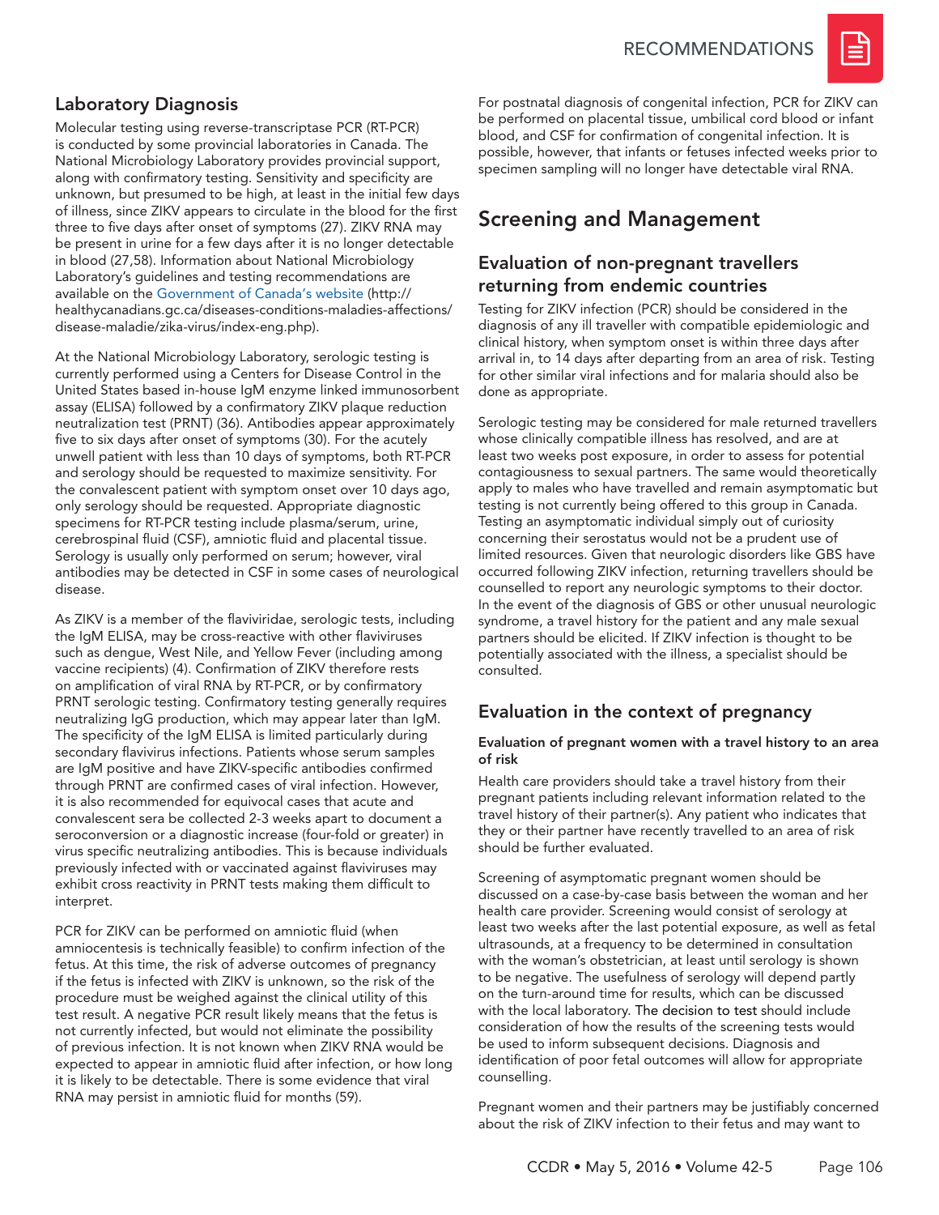## Laboratory Diagnosis

Molecular testing using reverse-transcriptase PCR (RT-PCR) is conducted by some provincial laboratories in Canada. The National Microbiology Laboratory provides provincial support, along with confirmatory testing. Sensitivity and specificity are unknown, but presumed to be high, at least in the initial few days of illness, since ZIKV appears to circulate in the blood for the first three to five days after onset of symptoms (27). ZIKV RNA may be present in urine for a few days after it is no longer detectable in blood (27,58). Information about National Microbiology Laboratory's guidelines and testing recommendations are available on the Government of Canada's website (http://healthycanadians.gc.ca/diseases-conditions-maladies-affections/disease-maladie/zika-virus/index-eng.php).

At the National Microbiology Laboratory, serologic testing is currently performed using a Centers for Disease Control in the United States based in-house IgM enzyme linked immunosorbent assay (ELISA) followed by a confirmatory ZIKV plaque reduction neutralization test (PRNT) (36). Antibodies appear approximately five to six days after onset of symptoms (30). For the acutely unwell patient with less than 10 days of symptoms, both RT-PCR and serology should be requested to maximize sensitivity. For the convalescent patient with symptom onset over 10 days ago, only serology should be requested. Appropriate diagnostic specimens for RT-PCR testing include plasma/serum, urine, cerebrospinal fluid (CSF), amniotic fluid and placental tissue. Serology is usually only performed on serum; however, viral antibodies may be detected in CSF in some cases of neurological disease.

As ZIKV is a member of the flaviviridae, serologic tests, including the IgM ELISA, may be cross-reactive with other flaviviruses such as dengue, West Nile, and Yellow Fever (including among vaccine recipients) (4). Confirmation of ZIKV therefore rests on amplification of viral RNA by RT-PCR, or by confirmatory PRNT serologic testing. Confirmatory testing generally requires neutralizing IgG production, which may appear later than IgM. The specificity of the IgM ELISA is limited particularly during secondary flavivirus infections. Patients whose serum samples are IgM positive and have ZIKV-specific antibodies confirmed through PRNT are confirmed cases of viral infection. However, it is also recommended for equivocal cases that acute and convalescent sera be collected 2-3 weeks apart to document a seroconversion or a diagnostic increase (four-fold or greater) in virus specific neutralizing antibodies. This is because individuals previously infected with or vaccinated against flaviviruses may exhibit cross reactivity in PRNT tests making them difficult to interpret.

PCR for ZIKV can be performed on amniotic fluid (when amniocentesis is technically feasible) to confirm infection of the fetus. At this time, the risk of adverse outcomes of pregnancy if the fetus is infected with ZIKV is unknown, so the risk of the procedure must be weighed against the clinical utility of this test result. A negative PCR result likely means that the fetus is not currently infected, but would not eliminate the possibility of previous infection. It is not known when ZIKV RNA would be expected to appear in amniotic fluid after infection, or how long it is likely to be detectable. There is some evidence that viral RNA may persist in amniotic fluid for months (59).

For postnatal diagnosis of congenital infection, PCR for ZIKV can be performed on placental tissue, umbilical cord blood or infant blood, and CSF for confirmation of congenital infection. It is possible, however, that infants or fetuses infected weeks prior to specimen sampling will no longer have detectable viral RNA.

## Screening and Management

### Evaluation of non-pregnant travellers returning from endemic countries

Testing for ZIKV infection (PCR) should be considered in the diagnosis of any ill traveller with compatible epidemiologic and clinical history, when symptom onset is within three days after arrival in, to 14 days after departing from an area of risk. Testing for other similar viral infections and for malaria should also be done as appropriate.

Serologic testing may be considered for male returned travellers whose clinically compatible illness has resolved, and are at least two weeks post exposure, in order to assess for potential contagiousness to sexual partners. The same would theoretically apply to males who have travelled and remain asymptomatic but testing is not currently being offered to this group in Canada. Testing an asymptomatic individual simply out of curiosity concerning their serostatus would not be a prudent use of limited resources. Given that neurologic disorders like GBS have occurred following ZIKV infection, returning travellers should be counselled to report any neurologic symptoms to their doctor. In the event of the diagnosis of GBS or other unusual neurologic syndrome, a travel history for the patient and any male sexual partners should be elicited. If ZIKV infection is thought to be potentially associated with the illness, a specialist should be consulted.

### Evaluation in the context of pregnancy

#### Evaluation of pregnant women with a travel history to an area of risk

Health care providers should take a travel history from their pregnant patients including relevant information related to the travel history of their partner(s). Any patient who indicates that they or their partner have recently travelled to an area of risk should be further evaluated.

Screening of asymptomatic pregnant women should be discussed on a case-by-case basis between the woman and her health care provider. Screening would consist of serology at least two weeks after the last potential exposure, as well as fetal ultrasounds, at a frequency to be determined in consultation with the woman's obstetrician, at least until serology is shown to be negative. The usefulness of serology will depend partly on the turn-around time for results, which can be discussed with the local laboratory. The decision to test should include consideration of how the results of the screening tests would be used to inform subsequent decisions. Diagnosis and identification of poor fetal outcomes will allow for appropriate counselling.

Pregnant women and their partners may be justifiably concerned about the risk of ZIKV infection to their fetus and may want to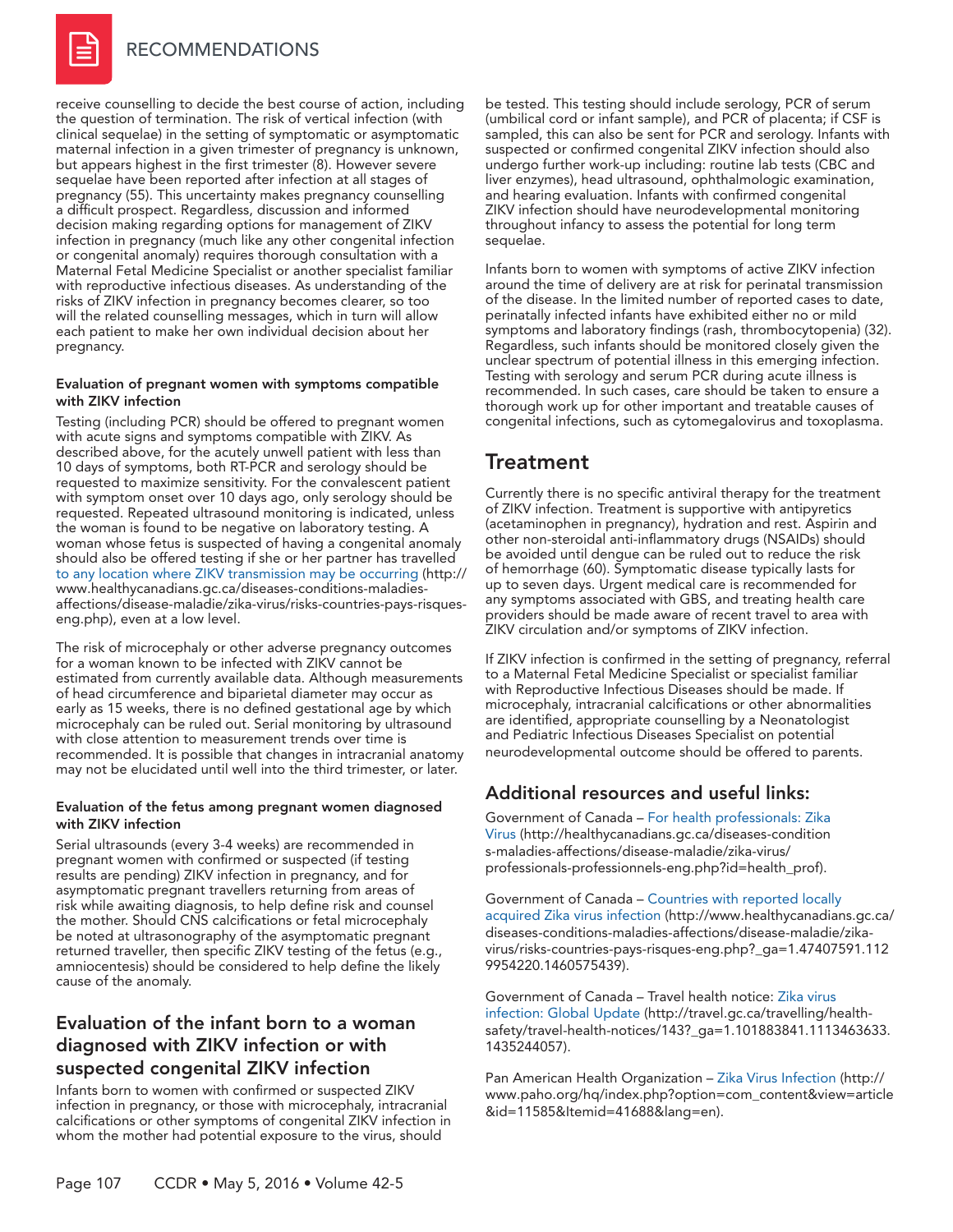receive counselling to decide the best course of action, including the question of termination. The risk of vertical infection (with clinical sequelae) in the setting of symptomatic or asymptomatic maternal infection in a given trimester of pregnancy is unknown, but appears highest in the first trimester (8). However severe sequelae have been reported after infection at all stages of pregnancy (55). This uncertainty makes pregnancy counselling a difficult prospect. Regardless, discussion and informed decision making regarding options for management of ZIKV infection in pregnancy (much like any other congenital infection or congenital anomaly) requires thorough consultation with a Maternal Fetal Medicine Specialist or another specialist familiar with reproductive infectious diseases. As understanding of the risks of ZIKV infection in pregnancy becomes clearer, so too will the related counselling messages, which in turn will allow each patient to make her own individual decision about her pregnancy.

#### Evaluation of pregnant women with symptoms compatible with ZIKV infection

Testing (including PCR) should be offered to pregnant women with acute signs and symptoms compatible with ZIKV. As described above, for the acutely unwell patient with less than 10 days of symptoms, both RT-PCR and serology should be requested to maximize sensitivity. For the convalescent patient with symptom onset over 10 days ago, only serology should be requested. Repeated ultrasound monitoring is indicated, unless the woman is found to be negative on laboratory testing. A woman whose fetus is suspected of having a congenital anomaly should also be offered testing if she or her partner has travelled to any location where ZIKV transmission may be occurring (http://www.healthycanadians.gc.ca/diseases-conditions-maladies-affections/disease-maladie/zika-virus/risks-countries-pays-risques-eng.php), even at a low level.

The risk of microcephaly or other adverse pregnancy outcomes for a woman known to be infected with ZIKV cannot be estimated from currently available data. Although measurements of head circumference and biparietal diameter may occur as early as 15 weeks, there is no defined gestational age by which microcephaly can be ruled out. Serial monitoring by ultrasound with close attention to measurement trends over time is recommended. It is possible that changes in intracranial anatomy may not be elucidated until well into the third trimester, or later.

#### Evaluation of the fetus among pregnant women diagnosed with ZIKV infection

Serial ultrasounds (every 3-4 weeks) are recommended in pregnant women with confirmed or suspected (if testing results are pending) ZIKV infection in pregnancy, and for asymptomatic pregnant travellers returning from areas of risk while awaiting diagnosis, to help define risk and counsel the mother. Should CNS calcifications or fetal microcephaly be noted at ultrasonography of the asymptomatic pregnant returned traveller, then specific ZIKV testing of the fetus (e.g., amniocentesis) should be considered to help define the likely cause of the anomaly.

### Evaluation of the infant born to a woman diagnosed with ZIKV infection or with suspected congenital ZIKV infection

Infants born to women with confirmed or suspected ZIKV infection in pregnancy, or those with microcephaly, intracranial calcifications or other symptoms of congenital ZIKV infection in whom the mother had potential exposure to the virus, should be tested. This testing should include serology, PCR of serum (umbilical cord or infant sample), and PCR of placenta; if CSF is sampled, this can also be sent for PCR and serology. Infants with suspected or confirmed congenital ZIKV infection should also undergo further work-up including: routine lab tests (CBC and liver enzymes), head ultrasound, ophthalmologic examination, and hearing evaluation. Infants with confirmed congenital ZIKV infection should have neurodevelopmental monitoring throughout infancy to assess the potential for long term sequelae.

Infants born to women with symptoms of active ZIKV infection around the time of delivery are at risk for perinatal transmission of the disease. In the limited number of reported cases to date, perinatally infected infants have exhibited either no or mild symptoms and laboratory findings (rash, thrombocytopenia) (32). Regardless, such infants should be monitored closely given the unclear spectrum of potential illness in this emerging infection. Testing with serology and serum PCR during acute illness is recommended. In such cases, care should be taken to ensure a thorough work up for other important and treatable causes of congenital infections, such as cytomegalovirus and toxoplasma.

## Treatment

Currently there is no specific antiviral therapy for the treatment of ZIKV infection. Treatment is supportive with antipyretics (acetaminophen in pregnancy), hydration and rest. Aspirin and other non-steroidal anti-inflammatory drugs (NSAIDs) should be avoided until dengue can be ruled out to reduce the risk of hemorrhage (60). Symptomatic disease typically lasts for up to seven days. Urgent medical care is recommended for any symptoms associated with GBS, and treating health care providers should be made aware of recent travel to area with ZIKV circulation and/or symptoms of ZIKV infection.

If ZIKV infection is confirmed in the setting of pregnancy, referral to a Maternal Fetal Medicine Specialist or specialist familiar with Reproductive Infectious Diseases should be made. If microcephaly, intracranial calcifications or other abnormalities are identified, appropriate counselling by a Neonatologist and Pediatric Infectious Diseases Specialist on potential neurodevelopmental outcome should be offered to parents.

## Additional resources and useful links:

Government of Canada – For health professionals: Zika Virus (http://healthycanadians.gc.ca/diseases-conditions-maladies-affections/disease-maladie/zika-virus/professionals-professionnels-eng.php?id=health_prof).

Government of Canada – Countries with reported locally acquired Zika virus infection (http://www.healthycanadians.gc.ca/diseases-conditions-maladies-affections/disease-maladie/zika-virus/risks-countries-pays-risques-eng.php?_ga=1.47407591.1129954220.1460575439).

Government of Canada – Travel health notice: Zika virus infection: Global Update (http://travel.gc.ca/travelling/health-safety/travel-health-notices/143?_ga=1.101883841.1113463633.1435244057).

Pan American Health Organization – Zika Virus Infection (http://www.paho.org/hq/index.php?option=com_content&view=article&id=11585&Itemid=41688&lang=en).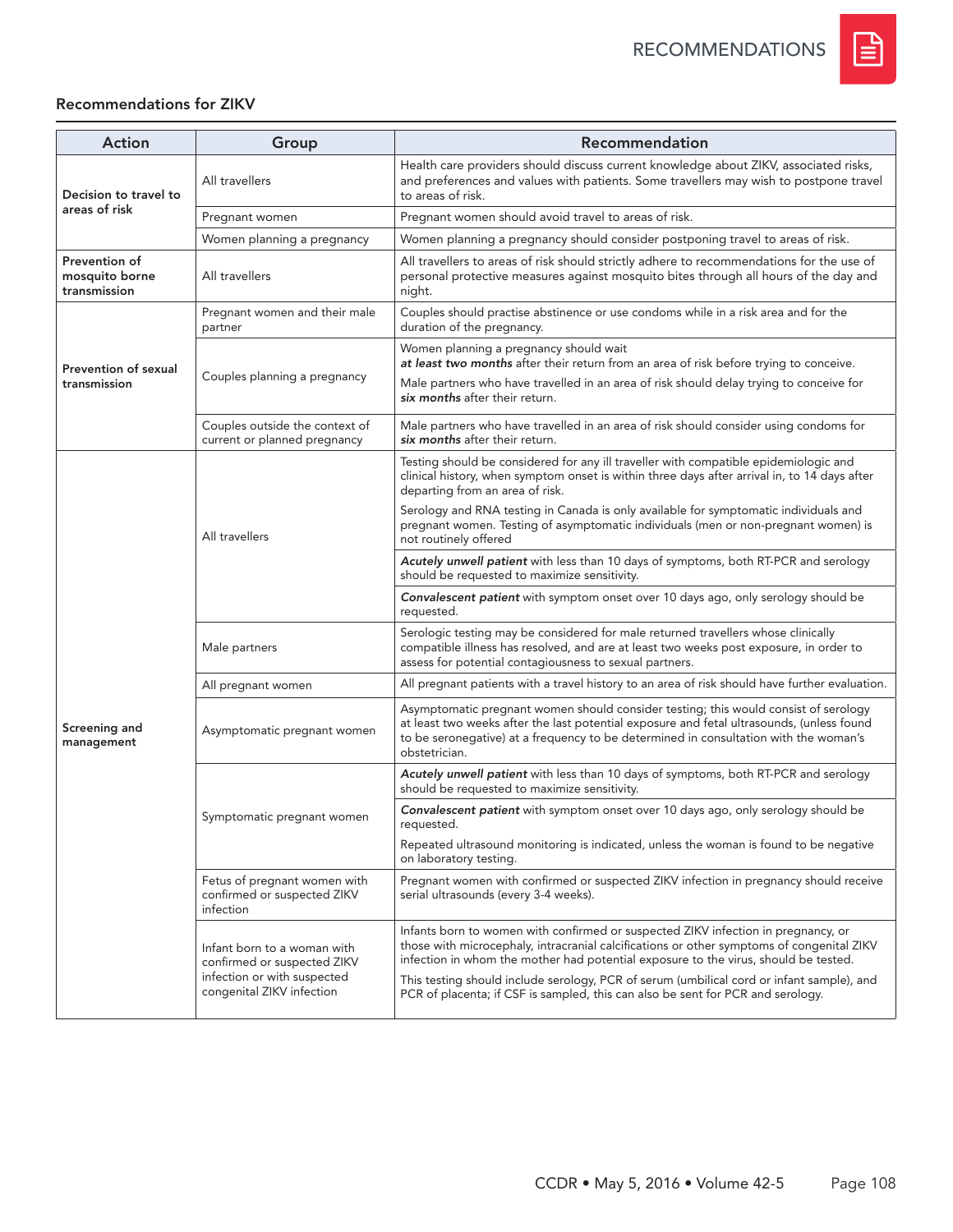### Recommendations for ZIKV

| Action | Group | Recommendation |
|---|---|---|
| **Decision to travel to areas of risk** | All travellers | Health care providers should discuss current knowledge about ZIKV, associated risks, and preferences and values with patients. Some travellers may wish to postpone travel to areas of risk. |
| | Pregnant women | Pregnant women should avoid travel to areas of risk. |
| | Women planning a pregnancy | Women planning a pregnancy should consider postponing travel to areas of risk. |
| **Prevention of mosquito borne transmission** | All travellers | All travellers to areas of risk should strictly adhere to recommendations for the use of personal protective measures against mosquito bites through all hours of the day and night. |
| **Prevention of sexual transmission** | Pregnant women and their male partner | Couples should practise abstinence or use condoms while in a risk area and for the duration of the pregnancy. |
| | Couples planning a pregnancy | Women planning a pregnancy should wait ***at least two months*** after their return from an area of risk before trying to conceive. Male partners who have travelled in an area of risk should delay trying to conceive for ***six months*** after their return. |
| | Couples outside the context of current or planned pregnancy | Male partners who have travelled in an area of risk should consider using condoms for ***six months*** after their return. |
| **Screening and management** | All travellers | Testing should be considered for any ill traveller with compatible epidemiologic and clinical history, when symptom onset is within three days after arrival in, to 14 days after departing from an area of risk. Serology and RNA testing in Canada is only available for symptomatic individuals and pregnant women. Testing of asymptomatic individuals (men or non-pregnant women) is not routinely offered |
| | | ***Acutely unwell patient*** with less than 10 days of symptoms, both RT-PCR and serology should be requested to maximize sensitivity. |
| | | ***Convalescent patient*** with symptom onset over 10 days ago, only serology should be requested. |
| | Male partners | Serologic testing may be considered for male returned travellers whose clinically compatible illness has resolved, and are at least two weeks post exposure, in order to assess for potential contagiousness to sexual partners. |
| | All pregnant women | All pregnant patients with a travel history to an area of risk should have further evaluation. |
| | Asymptomatic pregnant women | Asymptomatic pregnant women should consider testing; this would consist of serology at least two weeks after the last potential exposure and fetal ultrasounds, (unless found to be seronegative) at a frequency to be determined in consultation with the woman's obstetrician. |
| | Symptomatic pregnant women | ***Acutely unwell patient*** with less than 10 days of symptoms, both RT-PCR and serology should be requested to maximize sensitivity. |
| | | ***Convalescent patient*** with symptom onset over 10 days ago, only serology should be requested. Repeated ultrasound monitoring is indicated, unless the woman is found to be negative on laboratory testing. |
| | Fetus of pregnant women with confirmed or suspected ZIKV infection | Pregnant women with confirmed or suspected ZIKV infection in pregnancy should receive serial ultrasounds (every 3-4 weeks). |
| | Infant born to a woman with confirmed or suspected ZIKV infection or with suspected congenital ZIKV infection | Infants born to women with confirmed or suspected ZIKV infection in pregnancy, or those with microcephaly, intracranial calcifications or other symptoms of congenital ZIKV infection in whom the mother had potential exposure to the virus, should be tested. This testing should include serology, PCR of serum (umbilical cord or infant sample), and PCR of placenta; if CSF is sampled, this can also be sent for PCR and serology. |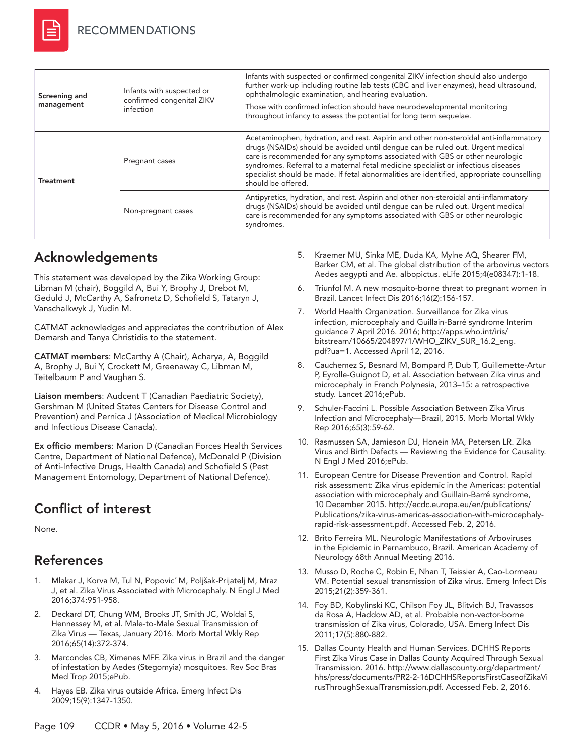| | | |
|---|---|---|
| Screening and management | Infants with suspected or confirmed congenital ZIKV infection | Infants with suspected or confirmed congenital ZIKV infection should also undergo further work-up including routine lab tests (CBC and liver enzymes), head ultrasound, ophthalmologic examination, and hearing evaluation.<br>Those with confirmed infection should have neurodevelopmental monitoring throughout infancy to assess the potential for long term sequelae. |
| Treatment | Pregnant cases | Acetaminophen, hydration, and rest. Aspirin and other non-steroidal anti-inflammatory drugs (NSAIDs) should be avoided until dengue can be ruled out. Urgent medical care is recommended for any symptoms associated with GBS or other neurologic syndromes. Referral to a maternal fetal medicine specialist or infectious diseases specialist should be made. If fetal abnormalities are identified, appropriate counselling should be offered. |
| | Non-pregnant cases | Antipyretics, hydration, and rest. Aspirin and other non-steroidal anti-inflammatory drugs (NSAIDs) should be avoided until dengue can be ruled out. Urgent medical care is recommended for any symptoms associated with GBS or other neurologic syndromes. |

## Acknowledgements

This statement was developed by the Zika Working Group: Libman M (chair), Boggild A, Bui Y, Brophy J, Drebot M, Geduld J, McCarthy A, Safronetz D, Schofield S, Tataryn J, Vanschalkwyk J, Yudin M.

CATMAT acknowledges and appreciates the contribution of Alex Demarsh and Tanya Christidis to the statement.

**CATMAT members**: McCarthy A (Chair), Acharya, A, Boggild A, Brophy J, Bui Y, Crockett M, Greenaway C, Libman M, Teitelbaum P and Vaughan S.

**Liaison members**: Audcent T (Canadian Paediatric Society), Gershman M (United States Centers for Disease Control and Prevention) and Pernica J (Association of Medical Microbiology and Infectious Disease Canada).

**Ex officio members**: Marion D (Canadian Forces Health Services Centre, Department of National Defence), McDonald P (Division of Anti-Infective Drugs, Health Canada) and Schofield S (Pest Management Entomology, Department of National Defence).

## Conflict of interest

None.

## References

1. Mlakar J, Korva M, Tul N, Popović M, Poljšak-Prijatelj M, Mraz J, et al. Zika Virus Associated with Microcephaly. N Engl J Med 2016;374:951-958.
2. Deckard DT, Chung WM, Brooks JT, Smith JC, Woldai S, Hennessey M, et al. Male-to-Male Sexual Transmission of Zika Virus — Texas, January 2016. Morb Mortal Wkly Rep 2016;65(14):372-374.
3. Marcondes CB, Ximenes MFF. Zika virus in Brazil and the danger of infestation by Aedes (Stegomyia) mosquitoes. Rev Soc Bras Med Trop 2015;ePub.
4. Hayes EB. Zika virus outside Africa. Emerg Infect Dis 2009;15(9):1347-1350.
5. Kraemer MU, Sinka ME, Duda KA, Mylne AQ, Shearer FM, Barker CM, et al. The global distribution of the arbovirus vectors Aedes aegypti and Ae. albopictus. eLife 2015;4(e08347):1-18.
6. Triunfol M. A new mosquito-borne threat to pregnant women in Brazil. Lancet Infect Dis 2016;16(2):156-157.
7. World Health Organization. Surveillance for Zika virus infection, microcephaly and Guillain-Barré syndrome Interim guidance 7 April 2016. 2016; http://apps.who.int/iris/bitstream/10665/204897/1/WHO_ZIKV_SUR_16.2_eng.pdf?ua=1. Accessed April 12, 2016.
8. Cauchemez S, Besnard M, Bompard P, Dub T, Guillemette-Artur P, Eyrolle-Guignot D, et al. Association between Zika virus and microcephaly in French Polynesia, 2013–15: a retrospective study. Lancet 2016;ePub.
9. Schuler-Faccini L. Possible Association Between Zika Virus Infection and Microcephaly—Brazil, 2015. Morb Mortal Wkly Rep 2016;65(3):59-62.
10. Rasmussen SA, Jamieson DJ, Honein MA, Petersen LR. Zika Virus and Birth Defects — Reviewing the Evidence for Causality. N Engl J Med 2016;ePub.
11. European Centre for Disease Prevention and Control. Rapid risk assessment: Zika virus epidemic in the Americas: potential association with microcephaly and Guillain-Barré syndrome, 10 December 2015. http://ecdc.europa.eu/en/publications/Publications/zika-virus-americas-association-with-microcephaly-rapid-risk-assessment.pdf. Accessed Feb. 2, 2016.
12. Brito Ferreira ML. Neurologic Manifestations of Arboviruses in the Epidemic in Pernambuco, Brazil. American Academy of Neurology 68th Annual Meeting 2016.
13. Musso D, Roche C, Robin E, Nhan T, Teissier A, Cao-Lormeau VM. Potential sexual transmission of Zika virus. Emerg Infect Dis 2015;21(2):359-361.
14. Foy BD, Kobylinski KC, Chilson Foy JL, Blitvich BJ, Travassos da Rosa A, Haddow AD, et al. Probable non-vector-borne transmission of Zika virus, Colorado, USA. Emerg Infect Dis 2011;17(5):880-882.
15. Dallas County Health and Human Services. DCHHS Reports First Zika Virus Case in Dallas County Acquired Through Sexual Transmission. 2016. http://www.dallascounty.org/department/hhs/press/documents/PR2-2-16DCHHSReportsFirstCaseofZikaVirusThroughSexualTransmission.pdf. Accessed Feb. 2, 2016.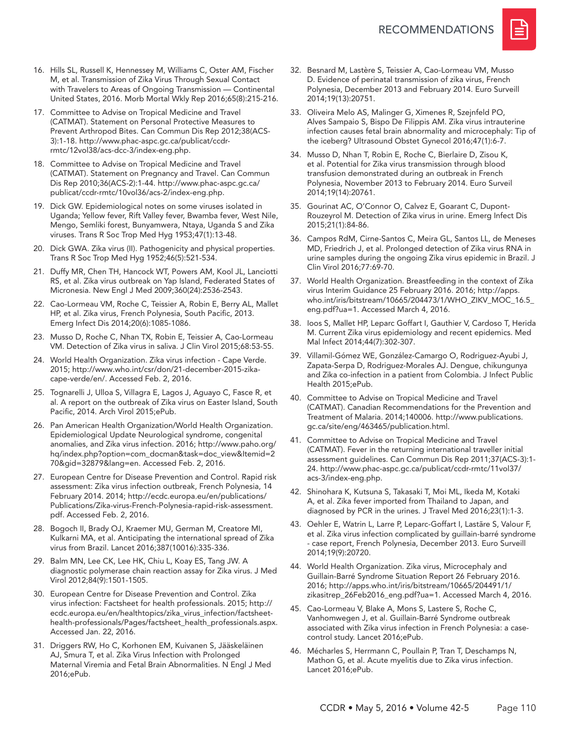16. Hills SL, Russell K, Hennessey M, Williams C, Oster AM, Fischer M, et al. Transmission of Zika Virus Through Sexual Contact with Travelers to Areas of Ongoing Transmission — Continental United States, 2016. Morb Mortal Wkly Rep 2016;65(8):215-216.
17. Committee to Advise on Tropical Medicine and Travel (CATMAT). Statement on Personal Protective Measures to Prevent Arthropod Bites. Can Commun Dis Rep 2012;38(ACS-3):1-18. http://www.phac-aspc.gc.ca/publicat/ccdr-rmtc/12vol38/acs-dcc-3/index-eng.php.
18. Committee to Advise on Tropical Medicine and Travel (CATMAT). Statement on Pregnancy and Travel. Can Commun Dis Rep 2010;36(ACS-2):1-44. http://www.phac-aspc.gc.ca/publicat/ccdr-rmtc/10vol36/acs-2/index-eng.php.
19. Dick GW. Epidemiological notes on some viruses isolated in Uganda; Yellow fever, Rift Valley fever, Bwamba fever, West Nile, Mengo, Semliki forest, Bunyamwera, Ntaya, Uganda S and Zika viruses. Trans R Soc Trop Med Hyg 1953;47(1):13-48.
20. Dick GWA. Zika virus (II). Pathogenicity and physical properties. Trans R Soc Trop Med Hyg 1952;46(5):521-534.
21. Duffy MR, Chen TH, Hancock WT, Powers AM, Kool JL, Lanciotti RS, et al. Zika virus outbreak on Yap Island, Federated States of Micronesia. New Engl J Med 2009;360(24):2536-2543.
22. Cao-Lormeau VM, Roche C, Teissier A, Robin E, Berry AL, Mallet HP, et al. Zika virus, French Polynesia, South Pacific, 2013. Emerg Infect Dis 2014;20(6):1085-1086.
23. Musso D, Roche C, Nhan TX, Robin E, Teissier A, Cao-Lormeau VM. Detection of Zika virus in saliva. J Clin Virol 2015;68:53-55.
24. World Health Organization. Zika virus infection - Cape Verde. 2015; http://www.who.int/csr/don/21-december-2015-zika-cape-verde/en/. Accessed Feb. 2, 2016.
25. Tognarelli J, Ulloa S, Villagra E, Lagos J, Aguayo C, Fasce R, et al. A report on the outbreak of Zika virus on Easter Island, South Pacific, 2014. Arch Virol 2015;ePub.
26. Pan American Health Organization/World Health Organization. Epidemiological Update Neurological syndrome, congenital anomalies, and Zika virus infection. 2016; http://www.paho.org/hq/index.php?option=com_docman&task=doc_view&Itemid=270&gid=32879&lang=en. Accessed Feb. 2, 2016.
27. European Centre for Disease Prevention and Control. Rapid risk assessment: Zika virus infection outbreak, French Polynesia, 14 February 2014. 2014; http://ecdc.europa.eu/en/publications/Publications/Zika-virus-French-Polynesia-rapid-risk-assessment.pdf. Accessed Feb. 2, 2016.
28. Bogoch II, Brady OJ, Kraemer MU, German M, Creatore MI, Kulkarni MA, et al. Anticipating the international spread of Zika virus from Brazil. Lancet 2016;387(10016):335-336.
29. Balm MN, Lee CK, Lee HK, Chiu L, Koay ES, Tang JW. A diagnostic polymerase chain reaction assay for Zika virus. J Med Virol 2012;84(9):1501-1505.
30. European Centre for Disease Prevention and Control. Zika virus infection: Factsheet for health professionals. 2015; http://ecdc.europa.eu/en/healthtopics/zika_virus_infection/factsheet-health-professionals/Pages/factsheet_health_professionals.aspx. Accessed Jan. 22, 2016.
31. Driggers RW, Ho C, Korhonen EM, Kuivanen S, Jääskeläinen AJ, Smura T, et al. Zika Virus Infection with Prolonged Maternal Viremia and Fetal Brain Abnormalities. N Engl J Med 2016;ePub.
32. Besnard M, Lastère S, Teissier A, Cao-Lormeau VM, Musso D. Evidence of perinatal transmission of zika virus, French Polynesia, December 2013 and February 2014. Euro Surveill 2014;19(13):20751.
33. Oliveira Melo AS, Malinger G, Ximenes R, Szejnfeld PO, Alves Sampaio S, Bispo De Filippis AM. Zika virus intrauterine infection causes fetal brain abnormality and microcephaly: Tip of the iceberg? Ultrasound Obstet Gynecol 2016;47(1):6-7.
34. Musso D, Nhan T, Robin E, Roche C, Bierlaire D, Zisou K, et al. Potential for Zika virus transmission through blood transfusion demonstrated during an outbreak in French Polynesia, November 2013 to February 2014. Euro Surveil 2014;19(14):20761.
35. Gourinat AC, O'Connor O, Calvez E, Goarant C, Dupont-Rouzeyrol M. Detection of Zika virus in urine. Emerg Infect Dis 2015;21(1):84-86.
36. Campos RdM, Cirne-Santos C, Meira GL, Santos LL, de Meneses MD, Friedrich J, et al. Prolonged detection of Zika virus RNA in urine samples during the ongoing Zika virus epidemic in Brazil. J Clin Virol 2016;77:69-70.
37. World Health Organization. Breastfeeding in the context of Zika virus Interim Guidance 25 February 2016. 2016; http://apps.who.int/iris/bitstream/10665/204473/1/WHO_ZIKV_MOC_16.5_eng.pdf?ua=1. Accessed March 4, 2016.
38. Ioos S, Mallet HP, Leparc Goffart I, Gauthier V, Cardoso T, Herida M. Current Zika virus epidemiology and recent epidemics. Med Mal Infect 2014;44(7):302-307.
39. Villamil-Gómez WE, González-Camargo O, Rodriguez-Ayubi J, Zapata-Serpa D, Rodriguez-Morales AJ. Dengue, chikungunya and Zika co-infection in a patient from Colombia. J Infect Public Health 2015;ePub.
40. Committee to Advise on Tropical Medicine and Travel (CATMAT). Canadian Recommendations for the Prevention and Treatment of Malaria. 2014;140006. http://www.publications.gc.ca/site/eng/463465/publication.html.
41. Committee to Advise on Tropical Medicine and Travel (CATMAT). Fever in the returning international traveller initial assessment guidelines. Can Commun Dis Rep 2011;37(ACS-3):1-24. http://www.phac-aspc.gc.ca/publicat/ccdr-rmtc/11vol37/acs-3/index-eng.php.
42. Shinohara K, Kutsuna S, Takasaki T, Moi ML, Ikeda M, Kotaki A, et al. Zika fever imported from Thailand to Japan, and diagnosed by PCR in the urines. J Travel Med 2016;23(1):1-3.
43. Oehler E, Watrin L, Larre P, Leparc-Goffart I, Lastāre S, Valour F, et al. Zika virus infection complicated by guillain-barré syndrome - case report, French Polynesia, December 2013. Euro Surveill 2014;19(9):20720.
44. World Health Organization. Zika virus, Microcephaly and Guillain-Barré Syndrome Situation Report 26 February 2016. 2016; http://apps.who.int/iris/bitstream/10665/204491/1/zikasitrep_26Feb2016_eng.pdf?ua=1. Accessed March 4, 2016.
45. Cao-Lormeau V, Blake A, Mons S, Lastere S, Roche C, Vanhomwegen J, et al. Guillain-Barré Syndrome outbreak associated with Zika virus infection in French Polynesia: a case-control study. Lancet 2016;ePub.
46. Mécharles S, Herrmann C, Poullain P, Tran T, Deschamps N, Mathon G, et al. Acute myelitis due to Zika virus infection. Lancet 2016;ePub.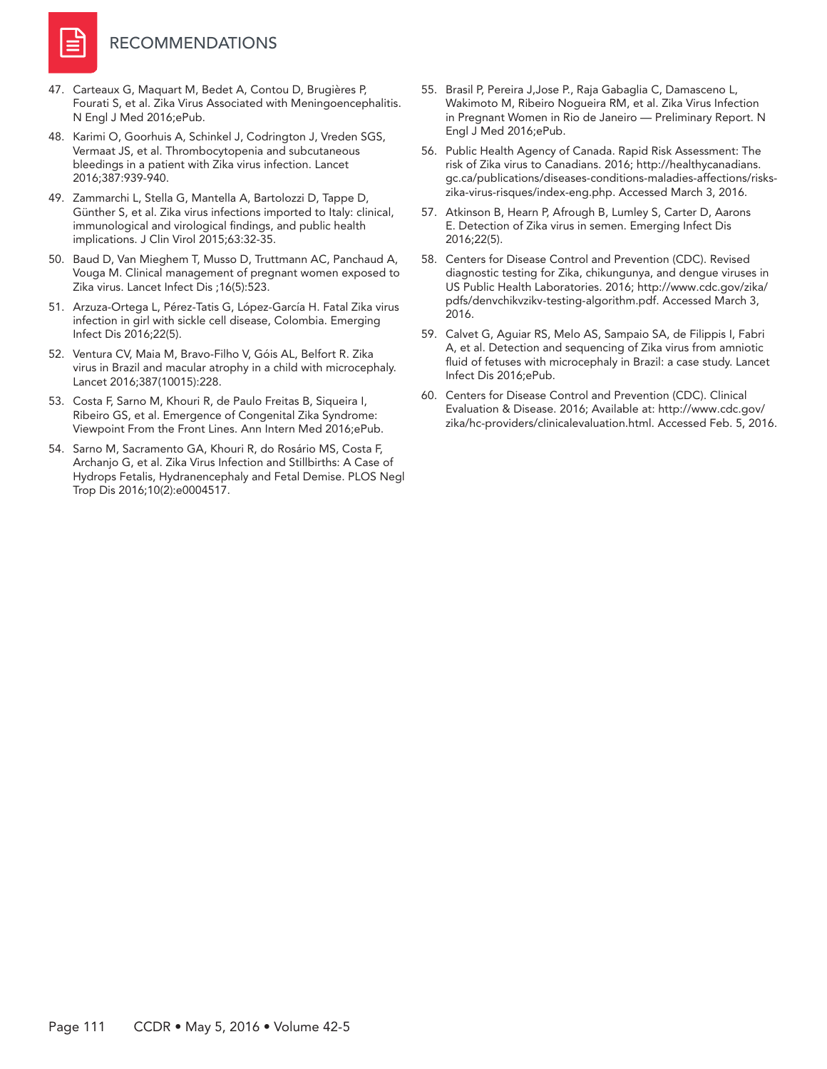47. Carteaux G, Maquart M, Bedet A, Contou D, Brugières P, Fourati S, et al. Zika Virus Associated with Meningoencephalitis. N Engl J Med 2016;ePub.
48. Karimi O, Goorhuis A, Schinkel J, Codrington J, Vreden SGS, Vermaat JS, et al. Thrombocytopenia and subcutaneous bleedings in a patient with Zika virus infection. Lancet 2016;387:939-940.
49. Zammarchi L, Stella G, Mantella A, Bartolozzi D, Tappe D, Günther S, et al. Zika virus infections imported to Italy: clinical, immunological and virological findings, and public health implications. J Clin Virol 2015;63:32-35.
50. Baud D, Van Mieghem T, Musso D, Truttmann AC, Panchaud A, Vouga M. Clinical management of pregnant women exposed to Zika virus. Lancet Infect Dis ;16(5):523.
51. Arzuza-Ortega L, Pérez-Tatis G, López-García H. Fatal Zika virus infection in girl with sickle cell disease, Colombia. Emerging Infect Dis 2016;22(5).
52. Ventura CV, Maia M, Bravo-Filho V, Góis AL, Belfort R. Zika virus in Brazil and macular atrophy in a child with microcephaly. Lancet 2016;387(10015):228.
53. Costa F, Sarno M, Khouri R, de Paulo Freitas B, Siqueira I, Ribeiro GS, et al. Emergence of Congenital Zika Syndrome: Viewpoint From the Front Lines. Ann Intern Med 2016;ePub.
54. Sarno M, Sacramento GA, Khouri R, do Rosário MS, Costa F, Archanjo G, et al. Zika Virus Infection and Stillbirths: A Case of Hydrops Fetalis, Hydranencephaly and Fetal Demise. PLOS Negl Trop Dis 2016;10(2):e0004517.
55. Brasil P, Pereira J,Jose P., Raja Gabaglia C, Damasceno L, Wakimoto M, Ribeiro Nogueira RM, et al. Zika Virus Infection in Pregnant Women in Rio de Janeiro — Preliminary Report. N Engl J Med 2016;ePub.
56. Public Health Agency of Canada. Rapid Risk Assessment: The risk of Zika virus to Canadians. 2016; http://healthycanadians.gc.ca/publications/diseases-conditions-maladies-affections/risks-zika-virus-risques/index-eng.php. Accessed March 3, 2016.
57. Atkinson B, Hearn P, Afrough B, Lumley S, Carter D, Aarons E. Detection of Zika virus in semen. Emerging Infect Dis 2016;22(5).
58. Centers for Disease Control and Prevention (CDC). Revised diagnostic testing for Zika, chikungunya, and dengue viruses in US Public Health Laboratories. 2016; http://www.cdc.gov/zika/pdfs/denvchikvzikv-testing-algorithm.pdf. Accessed March 3, 2016.
59. Calvet G, Aguiar RS, Melo AS, Sampaio SA, de Filippis I, Fabri A, et al. Detection and sequencing of Zika virus from amniotic fluid of fetuses with microcephaly in Brazil: a case study. Lancet Infect Dis 2016;ePub.
60. Centers for Disease Control and Prevention (CDC). Clinical Evaluation & Disease. 2016; Available at: http://www.cdc.gov/zika/hc-providers/clinicalevaluation.html. Accessed Feb. 5, 2016.